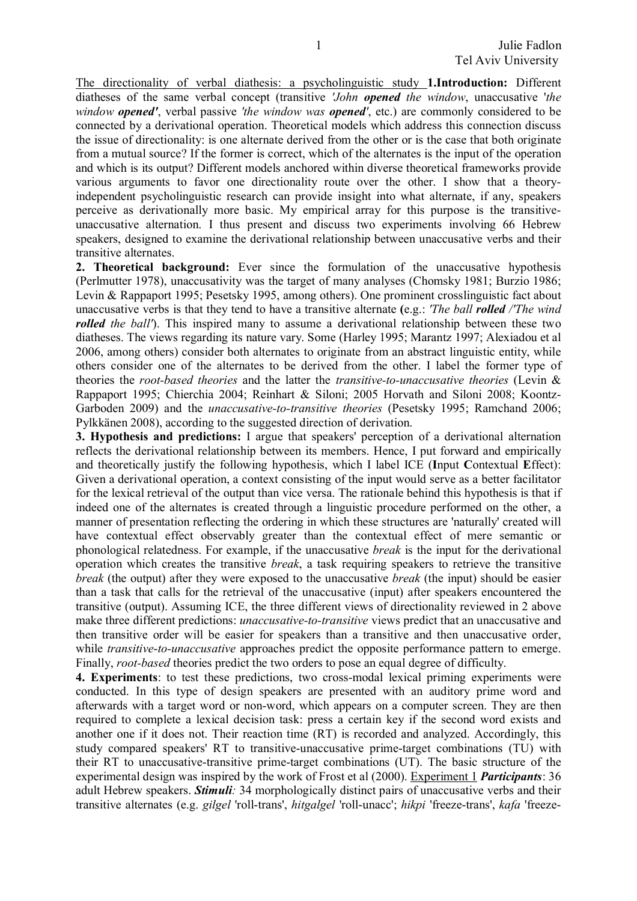The directionality of verbal diathesis: a psycholinguistic study **1.Introduction:** Different diatheses of the same verbal concept (transitive *'John **opened** the window*, unaccusative *'the window **opened'***, verbal passive *'the window was **opened'***, etc.) are commonly considered to be connected by a derivational operation. Theoretical models which address this connection discuss the issue of directionality: is one alternate derived from the other or is the case that both originate from a mutual source? If the former is correct, which of the alternates is the input of the operation and which is its output? Different models anchored within diverse theoretical frameworks provide various arguments to favor one directionality route over the other. I show that a theory-independent psycholinguistic research can provide insight into what alternate, if any, speakers perceive as derivationally more basic. My empirical array for this purpose is the transitive-unaccusative alternation. I thus present and discuss two experiments involving 66 Hebrew speakers, designed to examine the derivational relationship between unaccusative verbs and their transitive alternates.

**2. Theoretical background:** Ever since the formulation of the unaccusative hypothesis (Perlmutter 1978), unaccusativity was the target of many analyses (Chomsky 1981; Burzio 1986; Levin & Rappaport 1995; Pesetsky 1995, among others). One prominent crosslinguistic fact about unaccusative verbs is that they tend to have a transitive alternate **(**e.g.: *'The ball **rolled** /'The wind **rolled** the ball'*). This inspired many to assume a derivational relationship between these two diatheses. The views regarding its nature vary. Some (Harley 1995; Marantz 1997; Alexiadou et al 2006, among others) consider both alternates to originate from an abstract linguistic entity, while others consider one of the alternates to be derived from the other. I label the former type of theories the *root-based theories* and the latter the *transitive-to-unaccusative theories* (Levin & Rappaport 1995; Chierchia 2004; Reinhart & Siloni; 2005 Horvath and Siloni 2008; Koontz-Garboden 2009) and the *unaccusative-to-transitive theories* (Pesetsky 1995; Ramchand 2006; Pylkkänen 2008), according to the suggested direction of derivation.

**3. Hypothesis and predictions:** I argue that speakers' perception of a derivational alternation reflects the derivational relationship between its members. Hence, I put forward and empirically and theoretically justify the following hypothesis, which I label ICE (**I**nput **C**ontextual **E**ffect): Given a derivational operation, a context consisting of the input would serve as a better facilitator for the lexical retrieval of the output than vice versa. The rationale behind this hypothesis is that if indeed one of the alternates is created through a linguistic procedure performed on the other, a manner of presentation reflecting the ordering in which these structures are 'naturally' created will have contextual effect observably greater than the contextual effect of mere semantic or phonological relatedness. For example, if the unaccusative *break* is the input for the derivational operation which creates the transitive *break*, a task requiring speakers to retrieve the transitive *break* (the output) after they were exposed to the unaccusative *break* (the input) should be easier than a task that calls for the retrieval of the unaccusative (input) after speakers encountered the transitive (output). Assuming ICE, the three different views of directionality reviewed in 2 above make three different predictions: *unaccusative-to-transitive* views predict that an unaccusative and then transitive order will be easier for speakers than a transitive and then unaccusative order, while *transitive-to-unaccusative* approaches predict the opposite performance pattern to emerge. Finally, *root-based* theories predict the two orders to pose an equal degree of difficulty.

**4. Experiments**: to test these predictions, two cross-modal lexical priming experiments were conducted. In this type of design speakers are presented with an auditory prime word and afterwards with a target word or non-word, which appears on a computer screen. They are then required to complete a lexical decision task: press a certain key if the second word exists and another one if it does not. Their reaction time (RT) is recorded and analyzed. Accordingly, this study compared speakers' RT to transitive-unaccusative prime-target combinations (TU) with their RT to unaccusative-transitive prime-target combinations (UT). The basic structure of the experimental design was inspired by the work of Frost et al (2000). Experiment 1 ***Participants***: 36 adult Hebrew speakers. ***Stimuli:*** 34 morphologically distinct pairs of unaccusative verbs and their transitive alternates (e.g. *gilgel* 'roll-trans', *hitgalgel* 'roll-unacc'; *hikpi* 'freeze-trans', *kafa* 'freeze-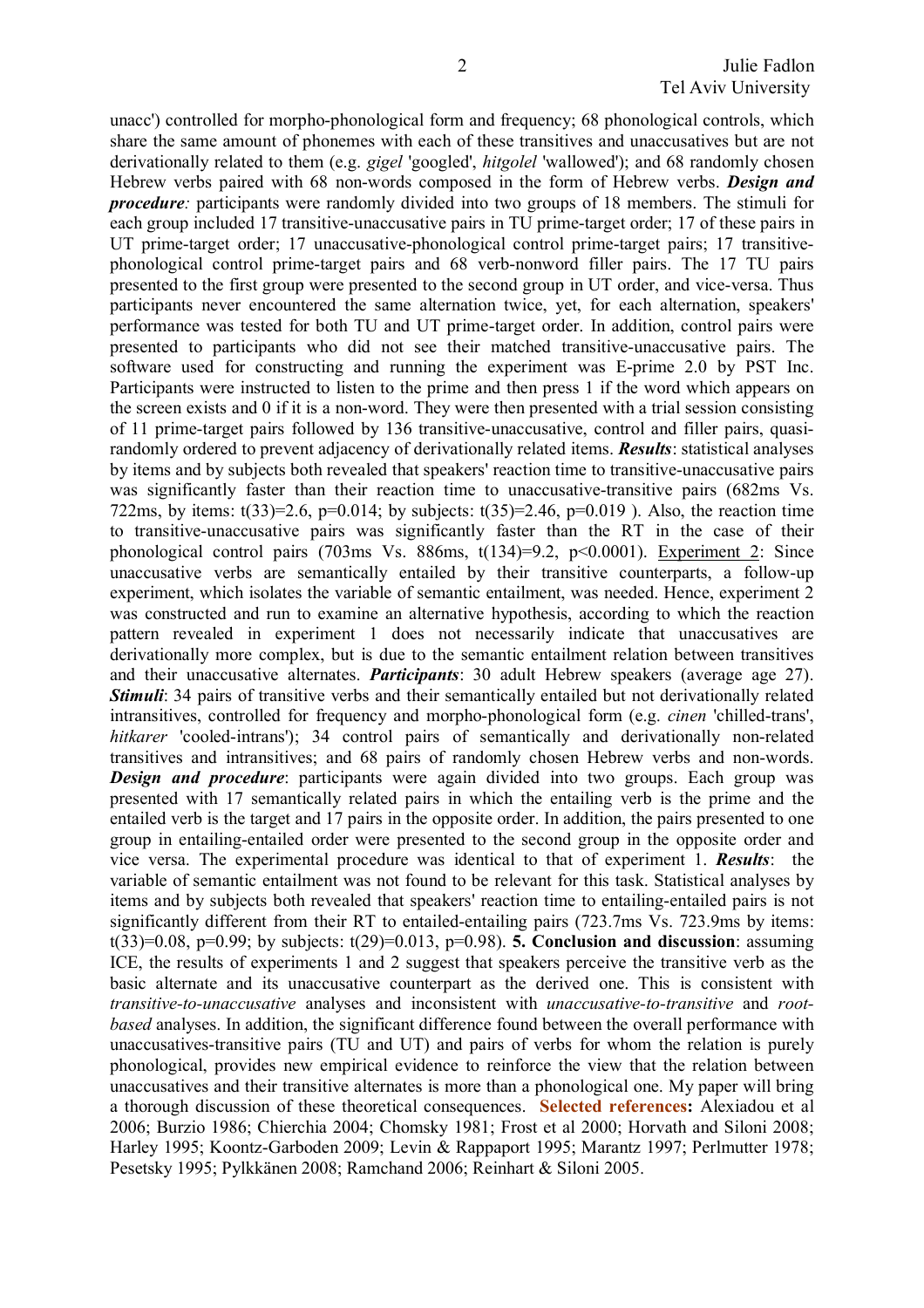unacc') controlled for morpho-phonological form and frequency; 68 phonological controls, which share the same amount of phonemes with each of these transitives and unaccusatives but are not derivationally related to them (e.g. *gigel* 'googled', *hitgolel* 'wallowed'); and 68 randomly chosen Hebrew verbs paired with 68 non-words composed in the form of Hebrew verbs. ***Design and procedure:*** participants were randomly divided into two groups of 18 members. The stimuli for each group included 17 transitive-unaccusative pairs in TU prime-target order; 17 of these pairs in UT prime-target order; 17 unaccusative-phonological control prime-target pairs; 17 transitive-phonological control prime-target pairs and 68 verb-nonword filler pairs. The 17 TU pairs presented to the first group were presented to the second group in UT order, and vice-versa. Thus participants never encountered the same alternation twice, yet, for each alternation, speakers' performance was tested for both TU and UT prime-target order. In addition, control pairs were presented to participants who did not see their matched transitive-unaccusative pairs. The software used for constructing and running the experiment was E-prime 2.0 by PST Inc. Participants were instructed to listen to the prime and then press 1 if the word which appears on the screen exists and 0 if it is a non-word. They were then presented with a trial session consisting of 11 prime-target pairs followed by 136 transitive-unaccusative, control and filler pairs, quasi-randomly ordered to prevent adjacency of derivationally related items. ***Results***: statistical analyses by items and by subjects both revealed that speakers' reaction time to transitive-unaccusative pairs was significantly faster than their reaction time to unaccusative-transitive pairs (682ms Vs. 722ms, by items: $t(33)=2.6$, $p=0.014$; by subjects: $t(35)=2.46$, $p=0.019$ ). Also, the reaction time to transitive-unaccusative pairs was significantly faster than the RT in the case of their phonological control pairs (703ms Vs. 886ms, $t(134)=9.2$, $p<0.0001$). <u>Experiment 2</u>: Since unaccusative verbs are semantically entailed by their transitive counterparts, a follow-up experiment, which isolates the variable of semantic entailment, was needed. Hence, experiment 2 was constructed and run to examine an alternative hypothesis, according to which the reaction pattern revealed in experiment 1 does not necessarily indicate that unaccusatives are derivationally more complex, but is due to the semantic entailment relation between transitives and their unaccusative alternates. ***Participants***: 30 adult Hebrew speakers (average age 27). ***Stimuli***: 34 pairs of transitive verbs and their semantically entailed but not derivationally related intransitives, controlled for frequency and morpho-phonological form (e.g. *cinen* 'chilled-trans', *hitkarer* 'cooled-intrans'); 34 control pairs of semantically and derivationally non-related transitives and intransitives; and 68 pairs of randomly chosen Hebrew verbs and non-words. ***Design and procedure***: participants were again divided into two groups. Each group was presented with 17 semantically related pairs in which the entailing verb is the prime and the entailed verb is the target and 17 pairs in the opposite order. In addition, the pairs presented to one group in entailing-entailed order were presented to the second group in the opposite order and vice versa. The experimental procedure was identical to that of experiment 1. ***Results***: the variable of semantic entailment was not found to be relevant for this task. Statistical analyses by items and by subjects both revealed that speakers' reaction time to entailing-entailed pairs is not significantly different from their RT to entailed-entailing pairs (723.7ms Vs. 723.9ms by items: $t(33)=0.08$, $p=0.99$; by subjects: $t(29)=0.013$, $p=0.98$). **5. Conclusion and discussion**: assuming ICE, the results of experiments 1 and 2 suggest that speakers perceive the transitive verb as the basic alternate and its unaccusative counterpart as the derived one. This is consistent with *transitive-to-unaccusative* analyses and inconsistent with *unaccusative-to-transitive* and *root-based* analyses. In addition, the significant difference found between the overall performance with unaccusatives-transitive pairs (TU and UT) and pairs of verbs for whom the relation is purely phonological, provides new empirical evidence to reinforce the view that the relation between unaccusatives and their transitive alternates is more than a phonological one. My paper will bring a thorough discussion of these theoretical consequences. **Selected references:** Alexiadou et al 2006; Burzio 1986; Chierchia 2004; Chomsky 1981; Frost et al 2000; Horvath and Siloni 2008; Harley 1995; Koontz-Garboden 2009; Levin & Rappaport 1995; Marantz 1997; Perlmutter 1978; Pesetsky 1995; Pylkkänen 2008; Ramchand 2006; Reinhart & Siloni 2005.